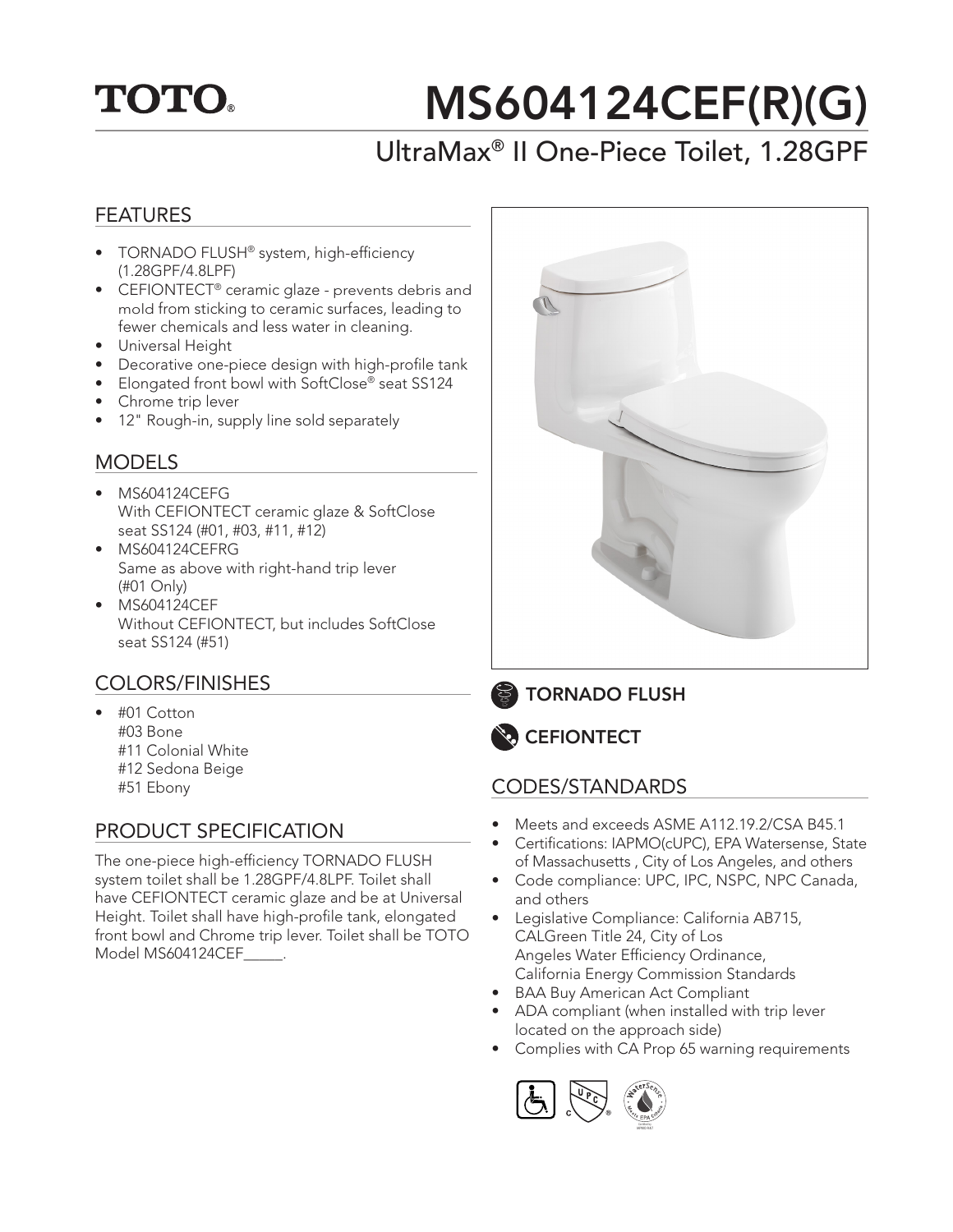# TOTO®

# MS604124CEF(R)(G)

## UltraMax® II One-Piece Toilet, 1.28GPF

## FEATURES

- TORNADO FLUSH® system, high-efficiency (1.28GPF/4.8LPF)
- CEFIONTECT® ceramic glaze - prevents debris and mold from sticking to ceramic surfaces, leading to fewer chemicals and less water in cleaning.
- Universal Height
- Decorative one-piece design with high-profile tank
- Elongated front bowl with SoftClose® seat SS124
- Chrome trip lever
- 12" Rough-in, supply line sold separately

## MODELS

- MS604124CEFG
  With CEFIONTECT ceramic glaze & SoftClose seat SS124 (#01, #03, #11, #12)
- MS604124CEFRG
  Same as above with right-hand trip lever (#01 Only)
- MS604124CEF
  Without CEFIONTECT, but includes SoftClose seat SS124 (#51)

## COLORS/FINISHES

- #01 Cotton
  #03 Bone
  #11 Colonial White
  #12 Sedona Beige
  #51 Ebony

## PRODUCT SPECIFICATION

The one-piece high-efficiency TORNADO FLUSH system toilet shall be 1.28GPF/4.8LPF. Toilet shall have CEFIONTECT ceramic glaze and be at Universal Height. Toilet shall have high-profile tank, elongated front bowl and Chrome trip lever. Toilet shall be TOTO Model MS604124CEF_____.

TORNADO FLUSH

CEFIONTECT

## CODES/STANDARDS

- Meets and exceeds ASME A112.19.2/CSA B45.1
- Certifications: IAPMO(cUPC), EPA Watersense, State of Massachusetts , City of Los Angeles, and others
- Code compliance: UPC, IPC, NSPC, NPC Canada, and others
- Legislative Compliance: California AB715, CALGreen Title 24, City of Los Angeles Water Efficiency Ordinance, California Energy Commission Standards
- BAA Buy American Act Compliant
- ADA compliant (when installed with trip lever located on the approach side)
- Complies with CA Prop 65 warning requirements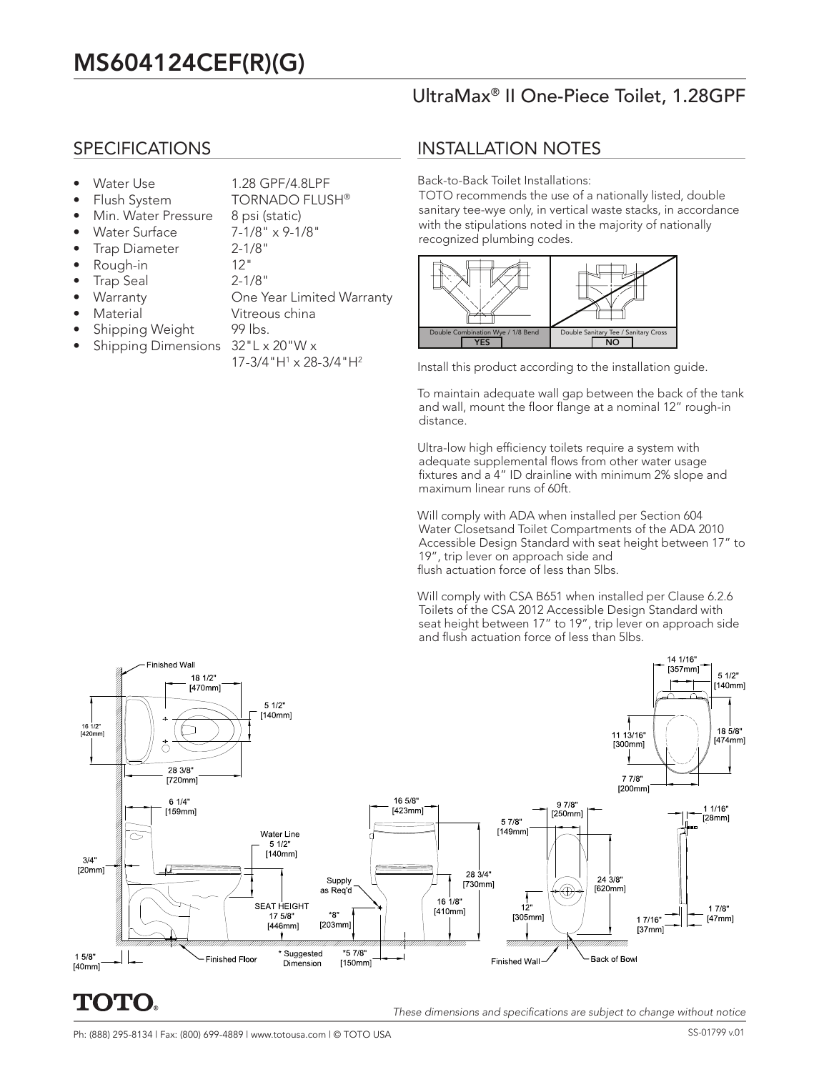# MS604124CEF(R)(G)

## UltraMax® II One-Piece Toilet, 1.28GPF

## SPECIFICATIONS

- Water Use 1.28 GPF/4.8LPF
- Flush System TORNADO FLUSH®
- Min. Water Pressure 8 psi (static)
- Water Surface 7-1/8" x 9-1/8"
- Trap Diameter 2-1/8"
- Rough-in 12"
- Trap Seal 2-1/8"
- Warranty One Year Limited Warranty
- Material Vitreous china
- Shipping Weight 99 lbs.
- Shipping Dimensions 32"L x 20"W x 17-3/4"H[1] x 28-3/4"H[2]

## INSTALLATION NOTES

Back-to-Back Toilet Installations:
TOTO recommends the use of a nationally listed, double sanitary tee-wye only, in vertical waste stacks, in accordance with the stipulations noted in the majority of nationally recognized plumbing codes.

Double Combination Wye / 1/8 Bend
YES

Double Sanitary Tee / Sanitary Cross
NO

Install this product according to the installation guide.

To maintain adequate wall gap between the back of the tank and wall, mount the floor flange at a nominal 12" rough-in distance.

Ultra-low high efficiency toilets require a system with adequate supplemental flows from other water usage fixtures and a 4" ID drainline with minimum 2% slope and maximum linear runs of 60ft.

Will comply with ADA when installed per Section 604 Water Closetsand Toilet Compartments of the ADA 2010 Accessible Design Standard with seat height between 17" to 19", trip lever on approach side and flush actuation force of less than 5lbs.

Will comply with CSA B651 when installed per Clause 6.2.6 Toilets of the CSA 2012 Accessible Design Standard with seat height between 17" to 19", trip lever on approach side and flush actuation force of less than 5lbs.

Finished Wall
18 1/2" [470mm]
5 1/2" [140mm]
16 1/2" [420mm]
28 3/8" [720mm]
14 1/16" [357mm]
5 1/2" [140mm]
11 13/16" [300mm]
18 5/8" [474mm]
7 7/8" [200mm]
6 1/4" [159mm]
Water Line 5 1/2" [140mm]
3/4" [20mm]
SEAT HEIGHT 17 5/8" [446mm]
1 5/8" [40mm]
Finished Floor
16 5/8" [423mm]
Supply as Req'd
28 3/4" [730mm]
16 1/8" [410mm]
*8" [203mm]
* Suggested Dimension
*5 7/8" [150mm]
9 7/8" [250mm]
5 7/8" [149mm]
24 3/8" [620mm]
12" [305mm]
Finished Wall
Back of Bowl
1 1/16" [28mm]
1 7/8" [47mm]
1 7/16" [37mm]

**TOTO**®

*These dimensions and specifications are subject to change without notice*

Ph: (888) 295-8134 | Fax: (800) 699-4889 | www.totousa.com | © TOTO USA

SS-01799 v.01